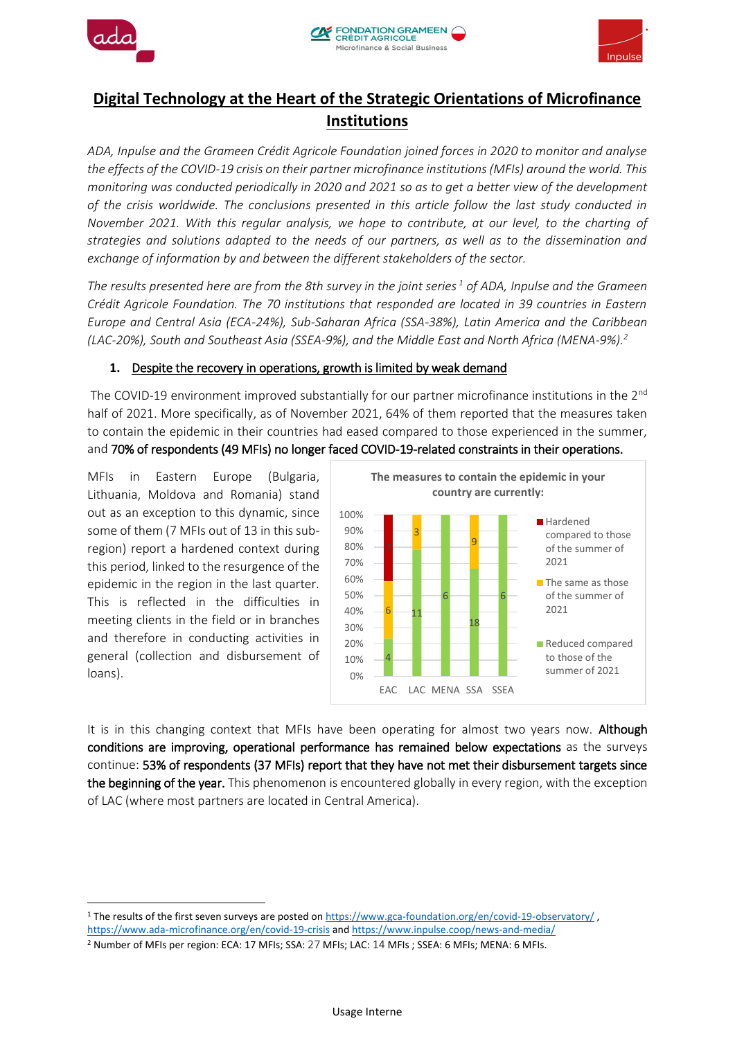# Digital Technology at the Heart of the Strategic Orientations of Microfinance Institutions

*ADA, Inpulse and the Grameen Crédit Agricole Foundation joined forces in 2020 to monitor and analyse the effects of the COVID-19 crisis on their partner microfinance institutions (MFIs) around the world. This monitoring was conducted periodically in 2020 and 2021 so as to get a better view of the development of the crisis worldwide. The conclusions presented in this article follow the last study conducted in November 2021. With this regular analysis, we hope to contribute, at our level, to the charting of strategies and solutions adapted to the needs of our partners, as well as to the dissemination and exchange of information by and between the different stakeholders of the sector.*

*The results presented here are from the 8th survey in the joint series [1] of ADA, Inpulse and the Grameen Crédit Agricole Foundation. The 70 institutions that responded are located in 39 countries in Eastern Europe and Central Asia (ECA-24%), Sub-Saharan Africa (SSA-38%), Latin America and the Caribbean (LAC-20%), South and Southeast Asia (SSEA-9%), and the Middle East and North Africa (MENA-9%).[2]*

## 1. Despite the recovery in operations, growth is limited by weak demand

The COVID-19 environment improved substantially for our partner microfinance institutions in the 2nd half of 2021. More specifically, as of November 2021, 64% of them reported that the measures taken to contain the epidemic in their countries had eased compared to those experienced in the summer, and **70% of respondents (49 MFIs) no longer faced COVID-19-related constraints in their operations.**

MFIs in Eastern Europe (Bulgaria, Lithuania, Moldova and Romania) stand out as an exception to this dynamic, since some of them (7 MFIs out of 13 in this sub-region) report a hardened context during this period, linked to the resurgence of the epidemic in the region in the last quarter. This is reflected in the difficulties in meeting clients in the field or in branches and therefore in conducting activities in general (collection and disbursement of loans).

**The measures to contain the epidemic in your country are currently:**

| Region | Reduced compared to those of the summer of 2021 | The same as those of the summer of 2021 | Hardened compared to those of the summer of 2021 |
|---|---|---|---|
| EAC | 4 | 6 | 7 |
| LAC | 11 | 3 | |
| MENA | 6 | | |
| SSA | 18 | 9 | |
| SSEA | 6 | | |

It is in this changing context that MFIs have been operating for almost two years now. **Although conditions are improving, operational performance has remained below expectations** as the surveys continue: **53% of respondents (37 MFIs) report that they have not met their disbursement targets since the beginning of the year.** This phenomenon is encountered globally in every region, with the exception of LAC (where most partners are located in Central America).

---

[1] The results of the first seven surveys are posted on https://www.gca-foundation.org/en/covid-19-observatory/ , https://www.ada-microfinance.org/en/covid-19-crisis and https://www.inpulse.coop/news-and-media/

[2] Number of MFIs per region: ECA: 17 MFIs; SSA: 27 MFIs; LAC: 14 MFIs ; SSEA: 6 MFIs; MENA: 6 MFIs.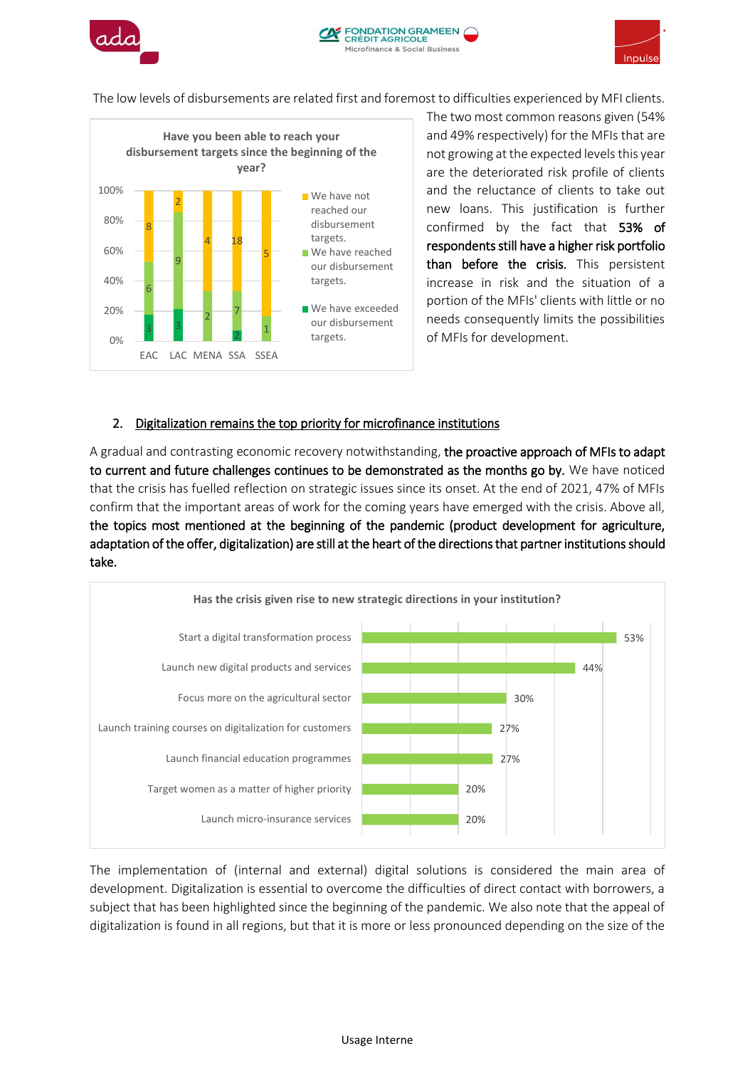The low levels of disbursements are related first and foremost to difficulties experienced by MFI clients.

**Have you been able to reach your disbursement targets since the beginning of the year?**

| Region | We have exceeded our disbursement targets. | We have reached our disbursement targets. | We have not reached our disbursement targets. |
|---|---|---|---|
| EAC | 3 | 6 | 8 |
| LAC | 3 | 9 | 2 |
| MENA | | 2 | 4 |
| SSA | 2 | 7 | 18 |
| SSEA | | 1 | 5 |

The two most common reasons given (54% and 49% respectively) for the MFIs that are not growing at the expected levels this year are the deteriorated risk profile of clients and the reluctance of clients to take out new loans. This justification is further confirmed by the fact that **53% of respondents still have a higher risk portfolio than before the crisis.** This persistent increase in risk and the situation of a portion of the MFIs' clients with little or no needs consequently limits the possibilities of MFIs for development.

## 2. Digitalization remains the top priority for microfinance institutions

A gradual and contrasting economic recovery notwithstanding, **the proactive approach of MFIs to adapt to current and future challenges continues to be demonstrated as the months go by.** We have noticed that the crisis has fuelled reflection on strategic issues since its onset. At the end of 2021, 47% of MFIs confirm that the important areas of work for the coming years have emerged with the crisis. Above all, **the topics most mentioned at the beginning of the pandemic (product development for agriculture, adaptation of the offer, digitalization) are still at the heart of the directions that partner institutions should take.**

**Has the crisis given rise to new strategic directions in your institution?**

| Strategic direction | % |
|---|---|
| Start a digital transformation process | 53% |
| Launch new digital products and services | 44% |
| Focus more on the agricultural sector | 30% |
| Launch training courses on digitalization for customers | 27% |
| Launch financial education programmes | 27% |
| Target women as a matter of higher priority | 20% |
| Launch micro-insurance services | 20% |

The implementation of (internal and external) digital solutions is considered the main area of development. Digitalization is essential to overcome the difficulties of direct contact with borrowers, a subject that has been highlighted since the beginning of the pandemic. We also note that the appeal of digitalization is found in all regions, but that it is more or less pronounced depending on the size of the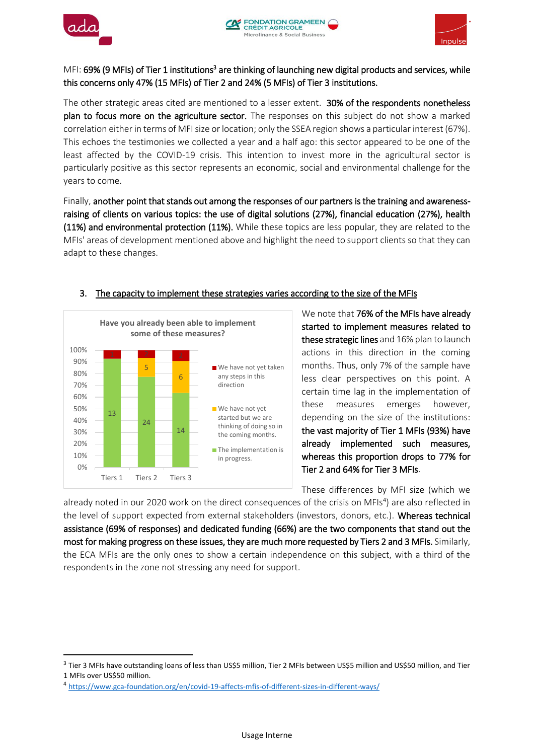MFI: **69% (9 MFIs) of Tier 1 institutions[3] are thinking of launching new digital products and services, while this concerns only 47% (15 MFIs) of Tier 2 and 24% (5 MFIs) of Tier 3 institutions.**

The other strategic areas cited are mentioned to a lesser extent. **30% of the respondents nonetheless plan to focus more on the agriculture sector.** The responses on this subject do not show a marked correlation either in terms of MFI size or location; only the SSEA region shows a particular interest (67%). This echoes the testimonies we collected a year and a half ago: this sector appeared to be one of the least affected by the COVID-19 crisis. This intention to invest more in the agricultural sector is particularly positive as this sector represents an economic, social and environmental challenge for the years to come.

Finally, **another point that stands out among the responses of our partners is the training and awareness-raising of clients on various topics: the use of digital solutions (27%), financial education (27%), health (11%) and environmental protection (11%).** While these topics are less popular, they are related to the MFIs' areas of development mentioned above and highlight the need to support clients so that they can adapt to these changes.

## 3. The capacity to implement these strategies varies according to the size of the MFIs

**Have you already been able to implement some of these measures?**

| | Tiers 1 | Tiers 2 | Tiers 3 |
|---|---|---|---|
| We have not yet taken any steps in this direction | 1 | 1 | 2 |
| We have not yet started but we are thinking of doing so in the coming months. | | 5 | 6 |
| The implementation is in progress. | 13 | 24 | 14 |

We note that **76% of the MFIs have already started to implement measures related to these strategic lines** and 16% plan to launch actions in this direction in the coming months. Thus, only 7% of the sample have less clear perspectives on this point. A certain time lag in the implementation of these measures emerges however, depending on the size of the institutions: **the vast majority of Tier 1 MFIs (93%) have already implemented such measures, whereas this proportion drops to 77% for Tier 2 and 64% for Tier 3 MFIs.**

These differences by MFI size (which we already noted in our 2020 work on the direct consequences of the crisis on MFIs[4]) are also reflected in the level of support expected from external stakeholders (investors, donors, etc.). **Whereas technical assistance (69% of responses) and dedicated funding (66%) are the two components that stand out the most for making progress on these issues, they are much more requested by Tiers 2 and 3 MFIs.** Similarly, the ECA MFIs are the only ones to show a certain independence on this subject, with a third of the respondents in the zone not stressing any need for support.

---

[3] Tier 3 MFIs have outstanding loans of less than US$5 million, Tier 2 MFIs between US$5 million and US$50 million, and Tier 1 MFIs over US$50 million.

[4] https://www.gca-foundation.org/en/covid-19-affects-mfis-of-different-sizes-in-different-ways/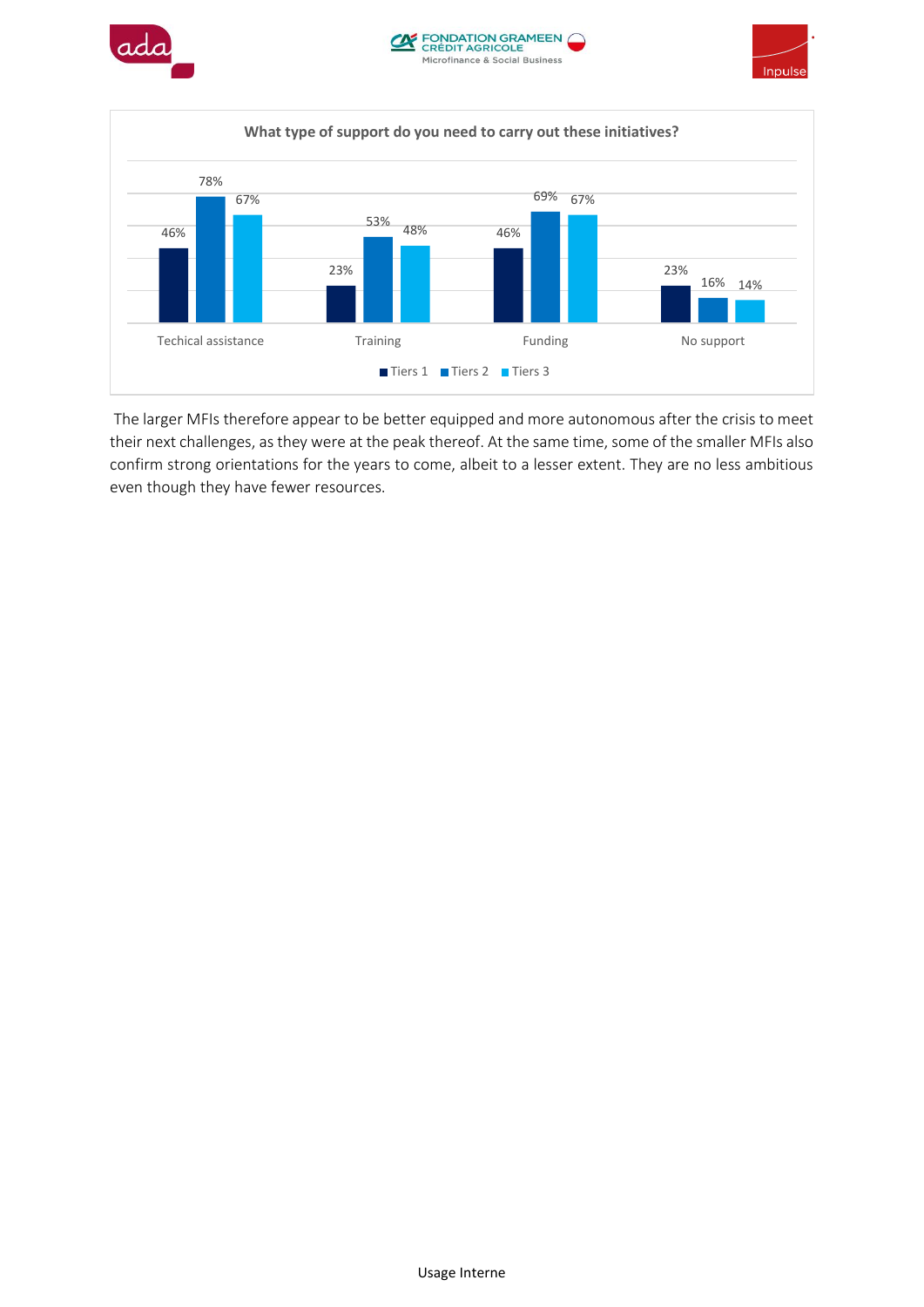What type of support do you need to carry out these initiatives?

78%
67%
46%
53%
48%
23%
69%
67%
46%
23%
16%
14%

Techical assistance
Training
Funding
No support

Tiers 1 Tiers 2 Tiers 3

The larger MFIs therefore appear to be better equipped and more autonomous after the crisis to meet their next challenges, as they were at the peak thereof. At the same time, some of the smaller MFIs also confirm strong orientations for the years to come, albeit to a lesser extent. They are no less ambitious even though they have fewer resources.